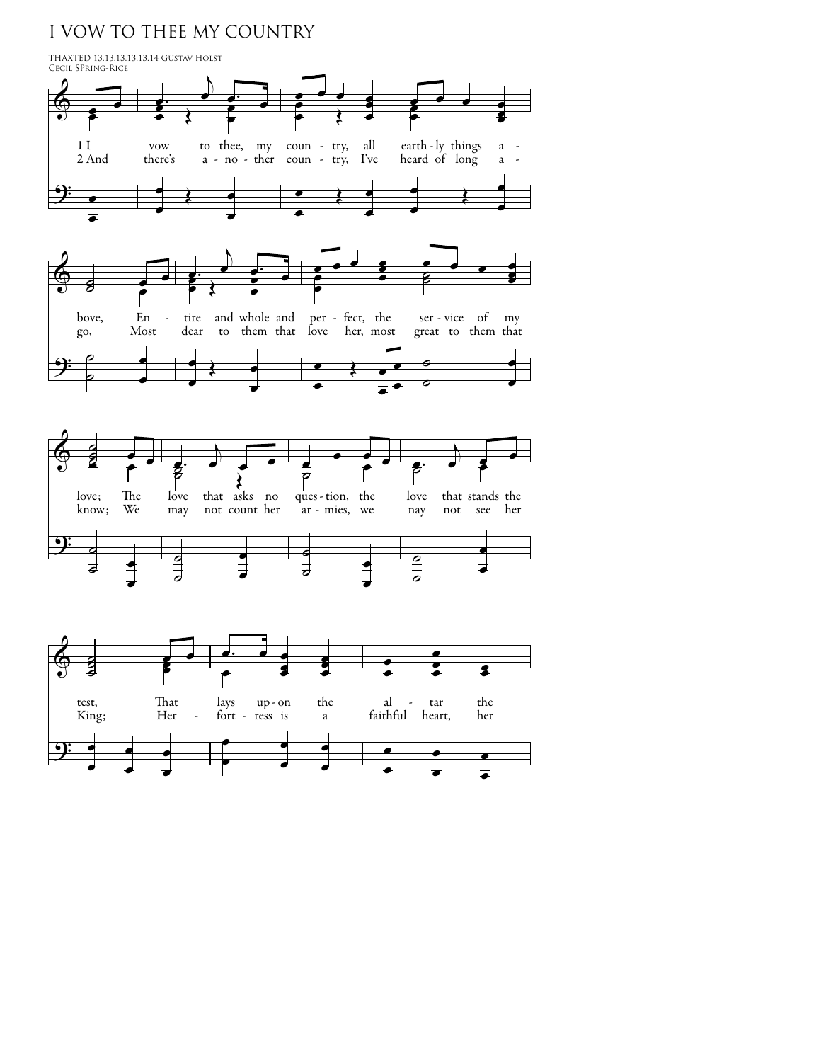# I VOW TO THEE MY COUNTRY

THAXTED 13.13.13.13.13.14 Gustav Holst
Cecil Spring-Rice

1 I vow to thee, my coun - try, all earth - ly things a - bove, En - tire and whole and per - fect, the ser - vice of my love; The love that asks no ques - tion, the love that stands the test, That lays up - on the al - tar the

2 And there's a - no - ther coun - try, I've heard of long a - go, Most dear to them that love her, most great to them that know; We may not count her ar - mies, we nay not see her King; Her fort - ress is a faithful heart, her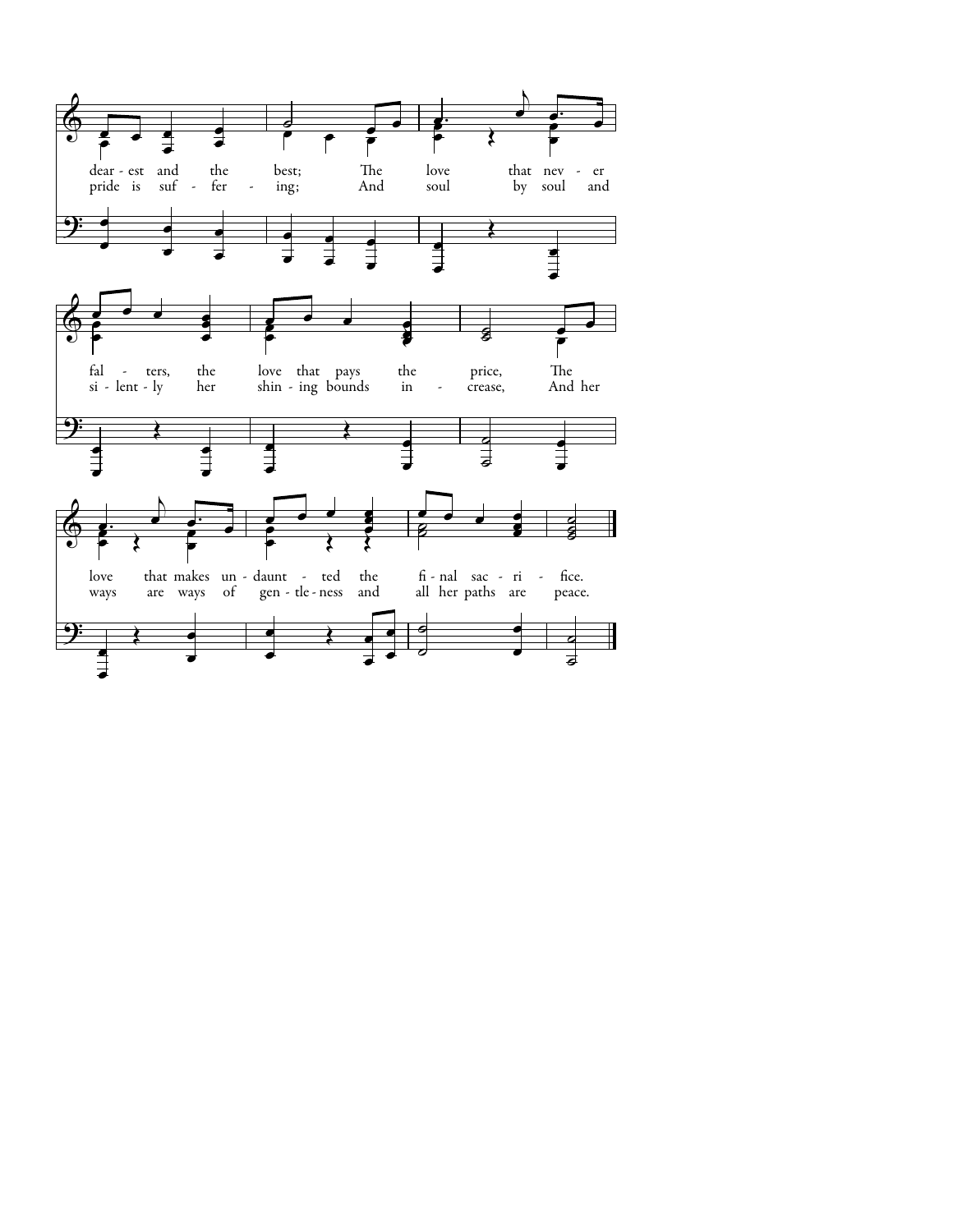dear - est and the best; The love that nev - er
pride is suf - fer - ing; And soul by soul and

fal - ters, the love that pays the price, The
si - lent - ly her shin - ing bounds in - crease, And her

love that makes un - daunt - ted the fi - nal sac - ri - fice.
ways are ways of gen - tle - ness and all her paths are peace.